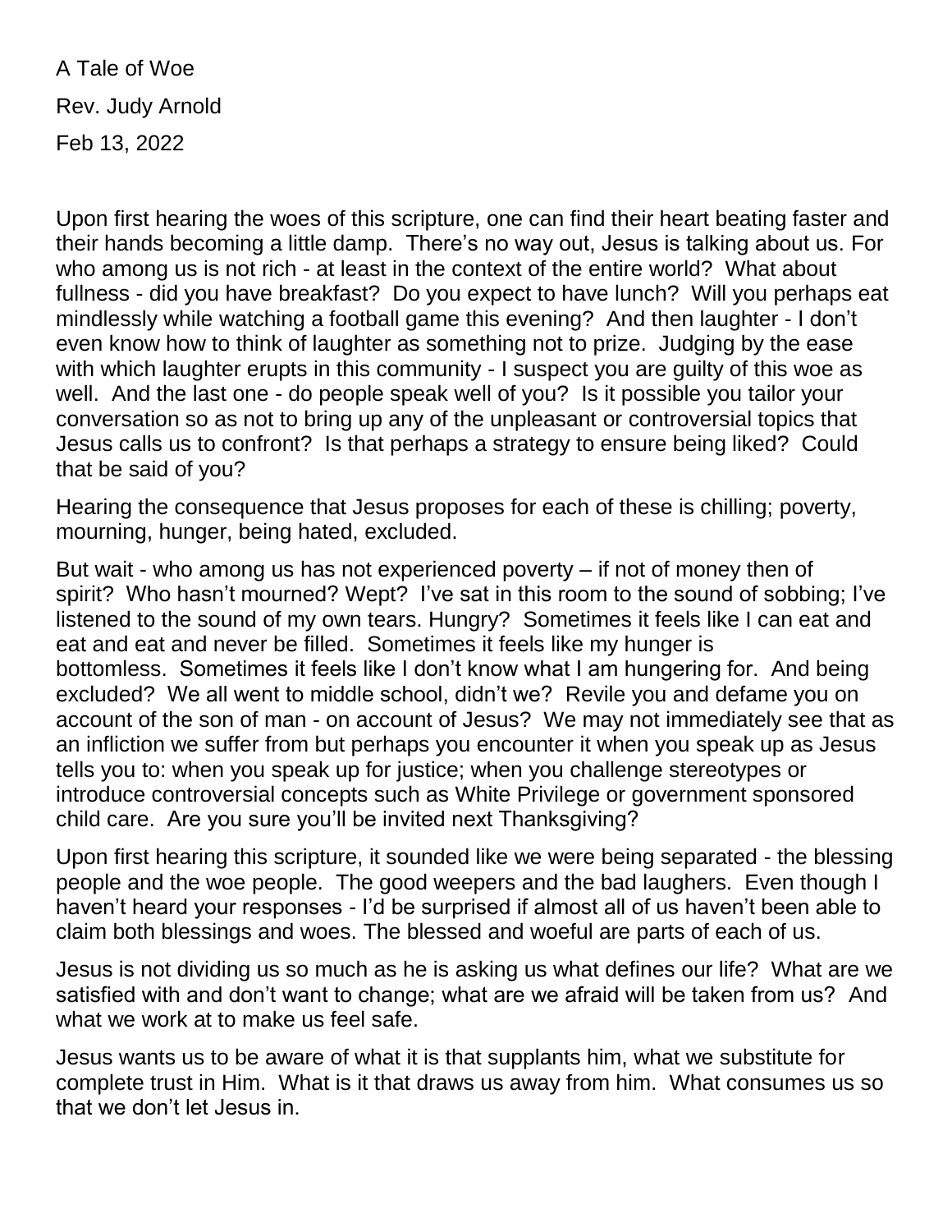A Tale of Woe

Rev. Judy Arnold

Feb 13, 2022

Upon first hearing the woes of this scripture, one can find their heart beating faster and their hands becoming a little damp. There's no way out, Jesus is talking about us. For who among us is not rich - at least in the context of the entire world? What about fullness - did you have breakfast? Do you expect to have lunch? Will you perhaps eat mindlessly while watching a football game this evening? And then laughter - I don't even know how to think of laughter as something not to prize. Judging by the ease with which laughter erupts in this community - I suspect you are guilty of this woe as well. And the last one - do people speak well of you? Is it possible you tailor your conversation so as not to bring up any of the unpleasant or controversial topics that Jesus calls us to confront? Is that perhaps a strategy to ensure being liked? Could that be said of you?

Hearing the consequence that Jesus proposes for each of these is chilling; poverty, mourning, hunger, being hated, excluded.

But wait - who among us has not experienced poverty – if not of money then of spirit? Who hasn't mourned? Wept? I've sat in this room to the sound of sobbing; I've listened to the sound of my own tears. Hungry? Sometimes it feels like I can eat and eat and eat and never be filled. Sometimes it feels like my hunger is bottomless. Sometimes it feels like I don't know what I am hungering for. And being excluded? We all went to middle school, didn't we? Revile you and defame you on account of the son of man - on account of Jesus? We may not immediately see that as an infliction we suffer from but perhaps you encounter it when you speak up as Jesus tells you to: when you speak up for justice; when you challenge stereotypes or introduce controversial concepts such as White Privilege or government sponsored child care. Are you sure you'll be invited next Thanksgiving?

Upon first hearing this scripture, it sounded like we were being separated - the blessing people and the woe people. The good weepers and the bad laughers. Even though I haven't heard your responses - I'd be surprised if almost all of us haven't been able to claim both blessings and woes. The blessed and woeful are parts of each of us.

Jesus is not dividing us so much as he is asking us what defines our life? What are we satisfied with and don't want to change; what are we afraid will be taken from us? And what we work at to make us feel safe.

Jesus wants us to be aware of what it is that supplants him, what we substitute for complete trust in Him. What is it that draws us away from him. What consumes us so that we don't let Jesus in.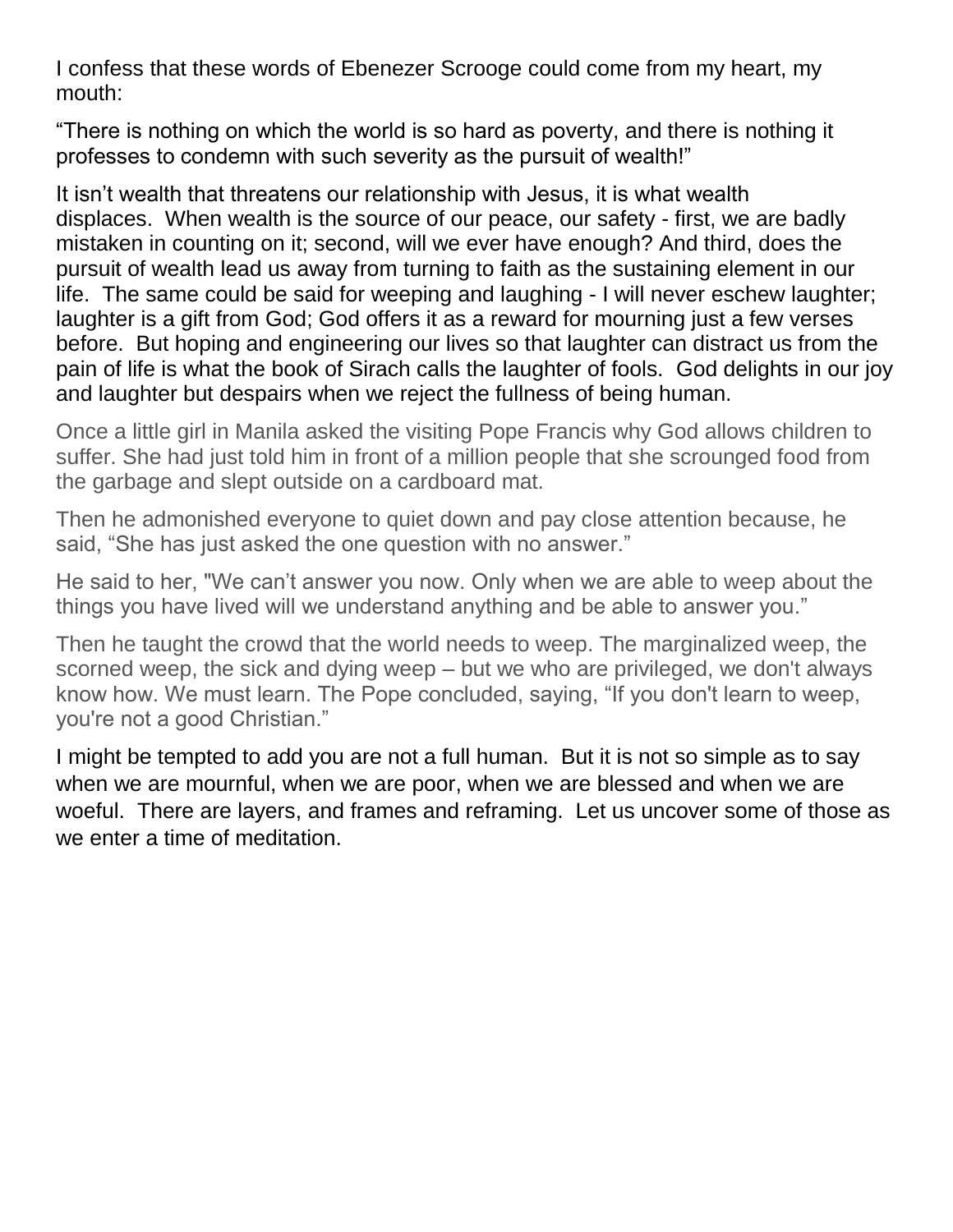I confess that these words of Ebenezer Scrooge could come from my heart, my mouth:

"There is nothing on which the world is so hard as poverty, and there is nothing it professes to condemn with such severity as the pursuit of wealth!"

It isn't wealth that threatens our relationship with Jesus, it is what wealth displaces. When wealth is the source of our peace, our safety - first, we are badly mistaken in counting on it; second, will we ever have enough? And third, does the pursuit of wealth lead us away from turning to faith as the sustaining element in our life. The same could be said for weeping and laughing - I will never eschew laughter; laughter is a gift from God; God offers it as a reward for mourning just a few verses before. But hoping and engineering our lives so that laughter can distract us from the pain of life is what the book of Sirach calls the laughter of fools. God delights in our joy and laughter but despairs when we reject the fullness of being human.

Once a little girl in Manila asked the visiting Pope Francis why God allows children to suffer. She had just told him in front of a million people that she scrounged food from the garbage and slept outside on a cardboard mat.

Then he admonished everyone to quiet down and pay close attention because, he said, "She has just asked the one question with no answer."

He said to her, "We can't answer you now. Only when we are able to weep about the things you have lived will we understand anything and be able to answer you."

Then he taught the crowd that the world needs to weep. The marginalized weep, the scorned weep, the sick and dying weep – but we who are privileged, we don't always know how. We must learn. The Pope concluded, saying, "If you don't learn to weep, you're not a good Christian."

I might be tempted to add you are not a full human. But it is not so simple as to say when we are mournful, when we are poor, when we are blessed and when we are woeful. There are layers, and frames and reframing. Let us uncover some of those as we enter a time of meditation.